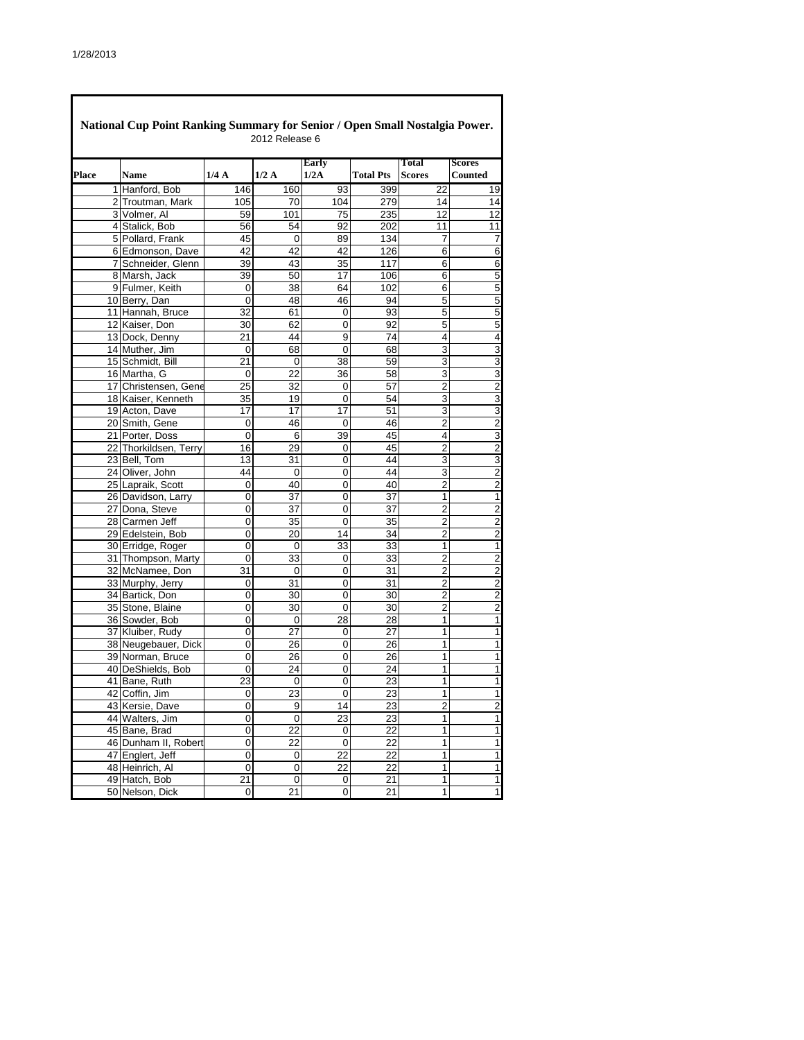1/28/2013

## National Cup Point Ranking Summary for Senior / Open Small Nostalgia Power.

2012 Release 6

| Place | Name | 1/4 A | 1/2 A | Early 1/2A | Total Pts | Total Scores | Scores Counted |
|---|---|---|---|---|---|---|---|
| 1 | Hanford, Bob | 146 | 160 | 93 | 399 | 22 | 19 |
| 2 | Troutman, Mark | 105 | 70 | 104 | 279 | 14 | 14 |
| 3 | Volmer, Al | 59 | 101 | 75 | 235 | 12 | 12 |
| 4 | Stalick, Bob | 56 | 54 | 92 | 202 | 11 | 11 |
| 5 | Pollard, Frank | 45 | 0 | 89 | 134 | 7 | 7 |
| 6 | Edmonson, Dave | 42 | 42 | 42 | 126 | 6 | 6 |
| 7 | Schneider, Glenn | 39 | 43 | 35 | 117 | 6 | 6 |
| 8 | Marsh, Jack | 39 | 50 | 17 | 106 | 6 | 5 |
| 9 | Fulmer, Keith | 0 | 38 | 64 | 102 | 6 | 5 |
| 10 | Berry, Dan | 0 | 48 | 46 | 94 | 5 | 5 |
| 11 | Hannah, Bruce | 32 | 61 | 0 | 93 | 5 | 5 |
| 12 | Kaiser, Don | 30 | 62 | 0 | 92 | 5 | 5 |
| 13 | Dock, Denny | 21 | 44 | 9 | 74 | 4 | 4 |
| 14 | Muther, Jim | 0 | 68 | 0 | 68 | 3 | 3 |
| 15 | Schmidt, Bill | 21 | 0 | 38 | 59 | 3 | 3 |
| 16 | Martha, G | 0 | 22 | 36 | 58 | 3 | 3 |
| 17 | Christensen, Gene | 25 | 32 | 0 | 57 | 2 | 2 |
| 18 | Kaiser, Kenneth | 35 | 19 | 0 | 54 | 3 | 3 |
| 19 | Acton, Dave | 17 | 17 | 17 | 51 | 3 | 3 |
| 20 | Smith, Gene | 0 | 46 | 0 | 46 | 2 | 2 |
| 21 | Porter, Doss | 0 | 6 | 39 | 45 | 4 | 3 |
| 22 | Thorkildsen, Terry | 16 | 29 | 0 | 45 | 2 | 2 |
| 23 | Bell, Tom | 13 | 31 | 0 | 44 | 3 | 3 |
| 24 | Oliver, John | 44 | 0 | 0 | 44 | 3 | 2 |
| 25 | Lapraik, Scott | 0 | 40 | 0 | 40 | 2 | 2 |
| 26 | Davidson, Larry | 0 | 37 | 0 | 37 | 1 | 1 |
| 27 | Dona, Steve | 0 | 37 | 0 | 37 | 2 | 2 |
| 28 | Carmen Jeff | 0 | 35 | 0 | 35 | 2 | 2 |
| 29 | Edelstein, Bob | 0 | 20 | 14 | 34 | 2 | 2 |
| 30 | Erridge, Roger | 0 | 0 | 33 | 33 | 1 | 1 |
| 31 | Thompson, Marty | 0 | 33 | 0 | 33 | 2 | 2 |
| 32 | McNamee, Don | 31 | 0 | 0 | 31 | 2 | 2 |
| 33 | Murphy, Jerry | 0 | 31 | 0 | 31 | 2 | 2 |
| 34 | Bartick, Don | 0 | 30 | 0 | 30 | 2 | 2 |
| 35 | Stone, Blaine | 0 | 30 | 0 | 30 | 2 | 2 |
| 36 | Sowder, Bob | 0 | 0 | 28 | 28 | 1 | 1 |
| 37 | Kluiber, Rudy | 0 | 27 | 0 | 27 | 1 | 1 |
| 38 | Neugebauer, Dick | 0 | 26 | 0 | 26 | 1 | 1 |
| 39 | Norman, Bruce | 0 | 26 | 0 | 26 | 1 | 1 |
| 40 | DeShields, Bob | 0 | 24 | 0 | 24 | 1 | 1 |
| 41 | Bane, Ruth | 23 | 0 | 0 | 23 | 1 | 1 |
| 42 | Coffin, Jim | 0 | 23 | 0 | 23 | 1 | 1 |
| 43 | Kersie, Dave | 0 | 9 | 14 | 23 | 2 | 2 |
| 44 | Walters, Jim | 0 | 0 | 23 | 23 | 1 | 1 |
| 45 | Bane, Brad | 0 | 22 | 0 | 22 | 1 | 1 |
| 46 | Dunham II, Robert | 0 | 22 | 0 | 22 | 1 | 1 |
| 47 | Englert, Jeff | 0 | 0 | 22 | 22 | 1 | 1 |
| 48 | Heinrich, Al | 0 | 0 | 22 | 22 | 1 | 1 |
| 49 | Hatch, Bob | 21 | 0 | 0 | 21 | 1 | 1 |
| 50 | Nelson, Dick | 0 | 21 | 0 | 21 | 1 | 1 |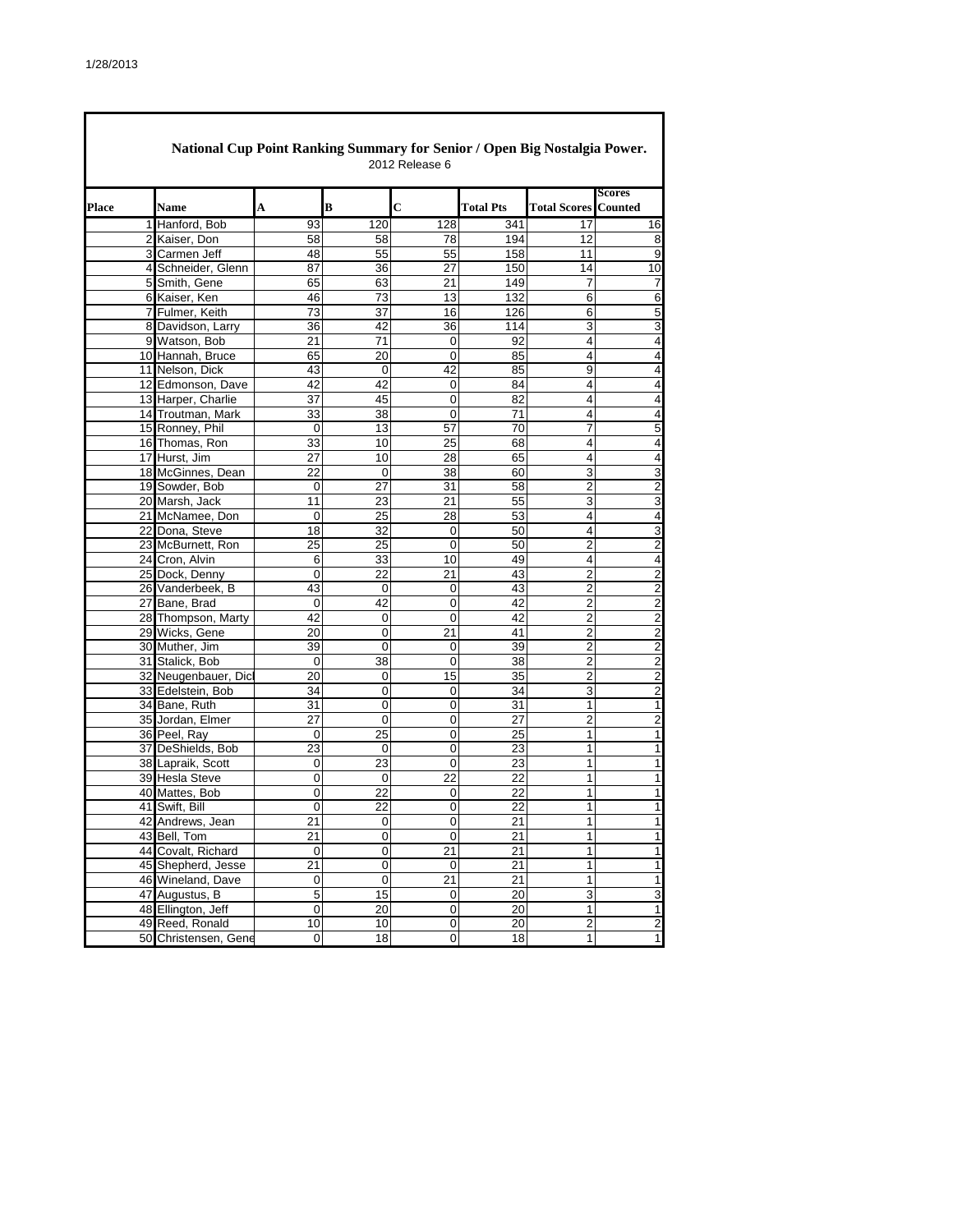1/28/2013

## National Cup Point Ranking Summary for Senior / Open Big Nostalgia Power.

2012 Release 6

| Place | Name | A | B | C | Total Pts | Total Scores | Scores Counted |
|---|---|---|---|---|---|---|---|
| 1 | Hanford, Bob | 93 | 120 | 128 | 341 | 17 | 16 |
| 2 | Kaiser, Don | 58 | 58 | 78 | 194 | 12 | 8 |
| 3 | Carmen Jeff | 48 | 55 | 55 | 158 | 11 | 9 |
| 4 | Schneider, Glenn | 87 | 36 | 27 | 150 | 14 | 10 |
| 5 | Smith, Gene | 65 | 63 | 21 | 149 | 7 | 7 |
| 6 | Kaiser, Ken | 46 | 73 | 13 | 132 | 6 | 6 |
| 7 | Fulmer, Keith | 73 | 37 | 16 | 126 | 6 | 5 |
| 8 | Davidson, Larry | 36 | 42 | 36 | 114 | 3 | 3 |
| 9 | Watson, Bob | 21 | 71 | 0 | 92 | 4 | 4 |
| 10 | Hannah, Bruce | 65 | 20 | 0 | 85 | 4 | 4 |
| 11 | Nelson, Dick | 43 | 0 | 42 | 85 | 9 | 4 |
| 12 | Edmonson, Dave | 42 | 42 | 0 | 84 | 4 | 4 |
| 13 | Harper, Charlie | 37 | 45 | 0 | 82 | 4 | 4 |
| 14 | Troutman, Mark | 33 | 38 | 0 | 71 | 4 | 4 |
| 15 | Ronney, Phil | 0 | 13 | 57 | 70 | 7 | 5 |
| 16 | Thomas, Ron | 33 | 10 | 25 | 68 | 4 | 4 |
| 17 | Hurst, Jim | 27 | 10 | 28 | 65 | 4 | 4 |
| 18 | McGinnes, Dean | 22 | 0 | 38 | 60 | 3 | 3 |
| 19 | Sowder, Bob | 0 | 27 | 31 | 58 | 2 | 2 |
| 20 | Marsh, Jack | 11 | 23 | 21 | 55 | 3 | 3 |
| 21 | McNamee, Don | 0 | 25 | 28 | 53 | 4 | 4 |
| 22 | Dona, Steve | 18 | 32 | 0 | 50 | 4 | 3 |
| 23 | McBurnett, Ron | 25 | 25 | 0 | 50 | 2 | 2 |
| 24 | Cron, Alvin | 6 | 33 | 10 | 49 | 4 | 4 |
| 25 | Dock, Denny | 0 | 22 | 21 | 43 | 2 | 2 |
| 26 | Vanderbeek, B | 43 | 0 | 0 | 43 | 2 | 2 |
| 27 | Bane, Brad | 0 | 42 | 0 | 42 | 2 | 2 |
| 28 | Thompson, Marty | 42 | 0 | 0 | 42 | 2 | 2 |
| 29 | Wicks, Gene | 20 | 0 | 21 | 41 | 2 | 2 |
| 30 | Muther, Jim | 39 | 0 | 0 | 39 | 2 | 2 |
| 31 | Stalick, Bob | 0 | 38 | 0 | 38 | 2 | 2 |
| 32 | Neugenbauer, Dick | 20 | 0 | 15 | 35 | 2 | 2 |
| 33 | Edelstein, Bob | 34 | 0 | 0 | 34 | 3 | 2 |
| 34 | Bane, Ruth | 31 | 0 | 0 | 31 | 1 | 1 |
| 35 | Jordan, Elmer | 27 | 0 | 0 | 27 | 2 | 2 |
| 36 | Peel, Ray | 0 | 25 | 0 | 25 | 1 | 1 |
| 37 | DeShields, Bob | 23 | 0 | 0 | 23 | 1 | 1 |
| 38 | Lapraik, Scott | 0 | 23 | 0 | 23 | 1 | 1 |
| 39 | Hesla Steve | 0 | 0 | 22 | 22 | 1 | 1 |
| 40 | Mattes, Bob | 0 | 22 | 0 | 22 | 1 | 1 |
| 41 | Swift, Bill | 0 | 22 | 0 | 22 | 1 | 1 |
| 42 | Andrews, Jean | 21 | 0 | 0 | 21 | 1 | 1 |
| 43 | Bell, Tom | 21 | 0 | 0 | 21 | 1 | 1 |
| 44 | Covalt, Richard | 0 | 0 | 21 | 21 | 1 | 1 |
| 45 | Shepherd, Jesse | 21 | 0 | 0 | 21 | 1 | 1 |
| 46 | Wineland, Dave | 0 | 0 | 21 | 21 | 1 | 1 |
| 47 | Augustus, B | 5 | 15 | 0 | 20 | 3 | 3 |
| 48 | Ellington, Jeff | 0 | 20 | 0 | 20 | 1 | 1 |
| 49 | Reed, Ronald | 10 | 10 | 0 | 20 | 2 | 2 |
| 50 | Christensen, Gene | 0 | 18 | 0 | 18 | 1 | 1 |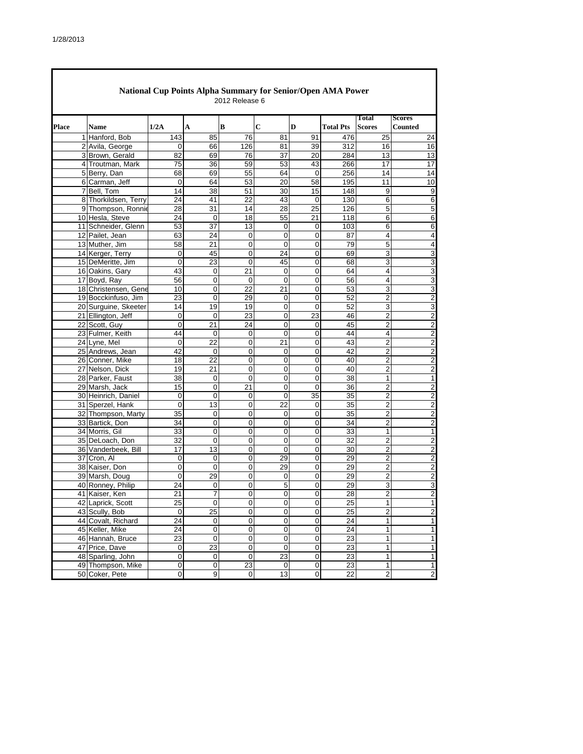# National Cup Points Alpha Summary for Senior/Open AMA Power

2012 Release 6

| Place | Name | 1/2A | A | B | C | D | Total Pts | Total Scores | Scores Counted |
|---|---|---|---|---|---|---|---|---|---|
| 1 | Hanford, Bob | 143 | 85 | 76 | 81 | 91 | 476 | 25 | 24 |
| 2 | Avila, George | 0 | 66 | 126 | 81 | 39 | 312 | 16 | 16 |
| 3 | Brown, Gerald | 82 | 69 | 76 | 37 | 20 | 284 | 13 | 13 |
| 4 | Troutman, Mark | 75 | 36 | 59 | 53 | 43 | 266 | 17 | 17 |
| 5 | Berry, Dan | 68 | 69 | 55 | 64 | 0 | 256 | 14 | 14 |
| 6 | Carman, Jeff | 0 | 64 | 53 | 20 | 58 | 195 | 11 | 10 |
| 7 | Bell, Tom | 14 | 38 | 51 | 30 | 15 | 148 | 9 | 9 |
| 8 | Thorkildsen, Terry | 24 | 41 | 22 | 43 | 0 | 130 | 6 | 6 |
| 9 | Thompson, Ronnie | 28 | 31 | 14 | 28 | 25 | 126 | 5 | 5 |
| 10 | Hesla, Steve | 24 | 0 | 18 | 55 | 21 | 118 | 6 | 6 |
| 11 | Schneider, Glenn | 53 | 37 | 13 | 0 | 0 | 103 | 6 | 6 |
| 12 | Pailet, Jean | 63 | 24 | 0 | 0 | 0 | 87 | 4 | 4 |
| 13 | Muther, Jim | 58 | 21 | 0 | 0 | 0 | 79 | 5 | 4 |
| 14 | Kerger, Terry | 0 | 45 | 0 | 24 | 0 | 69 | 3 | 3 |
| 15 | DeMeritte, Jim | 0 | 23 | 0 | 45 | 0 | 68 | 3 | 3 |
| 16 | Oakins, Gary | 43 | 0 | 21 | 0 | 0 | 64 | 4 | 3 |
| 17 | Boyd, Ray | 56 | 0 | 0 | 0 | 0 | 56 | 4 | 3 |
| 18 | Christensen, Gene | 10 | 0 | 22 | 21 | 0 | 53 | 3 | 3 |
| 19 | Bocckinfuso, Jim | 23 | 0 | 29 | 0 | 0 | 52 | 2 | 2 |
| 20 | Surguine, Skeeter | 14 | 19 | 19 | 0 | 0 | 52 | 3 | 3 |
| 21 | Ellington, Jeff | 0 | 0 | 23 | 0 | 23 | 46 | 2 | 2 |
| 22 | Scott, Guy | 0 | 21 | 24 | 0 | 0 | 45 | 2 | 2 |
| 23 | Fulmer, Keith | 44 | 0 | 0 | 0 | 0 | 44 | 4 | 2 |
| 24 | Lyne, Mel | 0 | 22 | 0 | 21 | 0 | 43 | 2 | 2 |
| 25 | Andrews, Jean | 42 | 0 | 0 | 0 | 0 | 42 | 2 | 2 |
| 26 | Conner, Mike | 18 | 22 | 0 | 0 | 0 | 40 | 2 | 2 |
| 27 | Nelson, Dick | 19 | 21 | 0 | 0 | 0 | 40 | 2 | 2 |
| 28 | Parker, Faust | 38 | 0 | 0 | 0 | 0 | 38 | 1 | 1 |
| 29 | Marsh, Jack | 15 | 0 | 21 | 0 | 0 | 36 | 2 | 2 |
| 30 | Heinrich, Daniel | 0 | 0 | 0 | 0 | 35 | 35 | 2 | 2 |
| 31 | Sperzel, Hank | 0 | 13 | 0 | 22 | 0 | 35 | 2 | 2 |
| 32 | Thompson, Marty | 35 | 0 | 0 | 0 | 0 | 35 | 2 | 2 |
| 33 | Bartick, Don | 34 | 0 | 0 | 0 | 0 | 34 | 2 | 2 |
| 34 | Morris, Gil | 33 | 0 | 0 | 0 | 0 | 33 | 1 | 1 |
| 35 | DeLoach, Don | 32 | 0 | 0 | 0 | 0 | 32 | 2 | 2 |
| 36 | Vanderbeek, Bill | 17 | 13 | 0 | 0 | 0 | 30 | 2 | 2 |
| 37 | Cron, Al | 0 | 0 | 0 | 29 | 0 | 29 | 2 | 2 |
| 38 | Kaiser, Don | 0 | 0 | 0 | 29 | 0 | 29 | 2 | 2 |
| 39 | Marsh, Doug | 0 | 29 | 0 | 0 | 0 | 29 | 2 | 2 |
| 40 | Ronney, Philip | 24 | 0 | 0 | 5 | 0 | 29 | 3 | 3 |
| 41 | Kaiser, Ken | 21 | 7 | 0 | 0 | 0 | 28 | 2 | 2 |
| 42 | Laprick, Scott | 25 | 0 | 0 | 0 | 0 | 25 | 1 | 1 |
| 43 | Scully, Bob | 0 | 25 | 0 | 0 | 0 | 25 | 2 | 2 |
| 44 | Covalt, Richard | 24 | 0 | 0 | 0 | 0 | 24 | 1 | 1 |
| 45 | Keller, Mike | 24 | 0 | 0 | 0 | 0 | 24 | 1 | 1 |
| 46 | Hannah, Bruce | 23 | 0 | 0 | 0 | 0 | 23 | 1 | 1 |
| 47 | Price, Dave | 0 | 23 | 0 | 0 | 0 | 23 | 1 | 1 |
| 48 | Sparling, John | 0 | 0 | 0 | 23 | 0 | 23 | 1 | 1 |
| 49 | Thompson, Mike | 0 | 0 | 23 | 0 | 0 | 23 | 1 | 1 |
| 50 | Coker, Pete | 0 | 9 | 0 | 13 | 0 | 22 | 2 | 2 |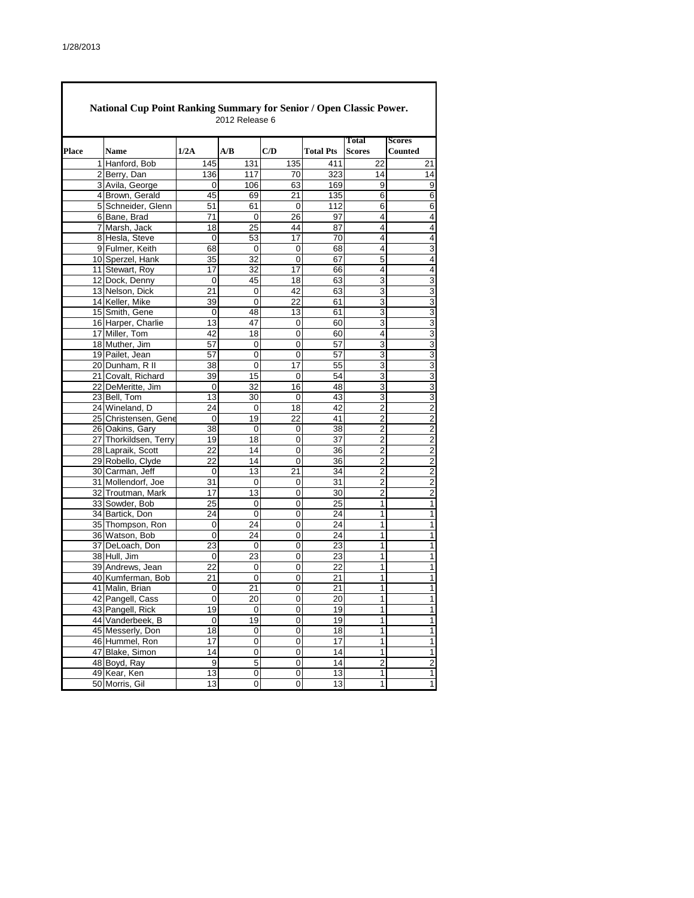## National Cup Point Ranking Summary for Senior / Open Classic Power.

2012 Release 6

| Place | Name | 1/2A | A/B | C/D | Total Pts | Total Scores | Scores Counted |
|---|---|---|---|---|---|---|---|
| 1 | Hanford, Bob | 145 | 131 | 135 | 411 | 22 | 21 |
| 2 | Berry, Dan | 136 | 117 | 70 | 323 | 14 | 14 |
| 3 | Avila, George | 0 | 106 | 63 | 169 | 9 | 9 |
| 4 | Brown, Gerald | 45 | 69 | 21 | 135 | 6 | 6 |
| 5 | Schneider, Glenn | 51 | 61 | 0 | 112 | 6 | 6 |
| 6 | Bane, Brad | 71 | 0 | 26 | 97 | 4 | 4 |
| 7 | Marsh, Jack | 18 | 25 | 44 | 87 | 4 | 4 |
| 8 | Hesla, Steve | 0 | 53 | 17 | 70 | 4 | 4 |
| 9 | Fulmer, Keith | 68 | 0 | 0 | 68 | 4 | 3 |
| 10 | Sperzel, Hank | 35 | 32 | 0 | 67 | 5 | 4 |
| 11 | Stewart, Roy | 17 | 32 | 17 | 66 | 4 | 4 |
| 12 | Dock, Denny | 0 | 45 | 18 | 63 | 3 | 3 |
| 13 | Nelson, Dick | 21 | 0 | 42 | 63 | 3 | 3 |
| 14 | Keller, Mike | 39 | 0 | 22 | 61 | 3 | 3 |
| 15 | Smith, Gene | 0 | 48 | 13 | 61 | 3 | 3 |
| 16 | Harper, Charlie | 13 | 47 | 0 | 60 | 3 | 3 |
| 17 | Miller, Tom | 42 | 18 | 0 | 60 | 4 | 3 |
| 18 | Muther, Jim | 57 | 0 | 0 | 57 | 3 | 3 |
| 19 | Pailet, Jean | 57 | 0 | 0 | 57 | 3 | 3 |
| 20 | Dunham, R II | 38 | 0 | 17 | 55 | 3 | 3 |
| 21 | Covalt, Richard | 39 | 15 | 0 | 54 | 3 | 3 |
| 22 | DeMeritte, Jim | 0 | 32 | 16 | 48 | 3 | 3 |
| 23 | Bell, Tom | 13 | 30 | 0 | 43 | 3 | 3 |
| 24 | Wineland, D | 24 | 0 | 18 | 42 | 2 | 2 |
| 25 | Christensen, Gene | 0 | 19 | 22 | 41 | 2 | 2 |
| 26 | Oakins, Gary | 38 | 0 | 0 | 38 | 2 | 2 |
| 27 | Thorkildsen, Terry | 19 | 18 | 0 | 37 | 2 | 2 |
| 28 | Lapraik, Scott | 22 | 14 | 0 | 36 | 2 | 2 |
| 29 | Robello, Clyde | 22 | 14 | 0 | 36 | 2 | 2 |
| 30 | Carman, Jeff | 0 | 13 | 21 | 34 | 2 | 2 |
| 31 | Mollendorf, Joe | 31 | 0 | 0 | 31 | 2 | 2 |
| 32 | Troutman, Mark | 17 | 13 | 0 | 30 | 2 | 2 |
| 33 | Sowder, Bob | 25 | 0 | 0 | 25 | 1 | 1 |
| 34 | Bartick, Don | 24 | 0 | 0 | 24 | 1 | 1 |
| 35 | Thompson, Ron | 0 | 24 | 0 | 24 | 1 | 1 |
| 36 | Watson, Bob | 0 | 24 | 0 | 24 | 1 | 1 |
| 37 | DeLoach, Don | 23 | 0 | 0 | 23 | 1 | 1 |
| 38 | Hull, Jim | 0 | 23 | 0 | 23 | 1 | 1 |
| 39 | Andrews, Jean | 22 | 0 | 0 | 22 | 1 | 1 |
| 40 | Kumferman, Bob | 21 | 0 | 0 | 21 | 1 | 1 |
| 41 | Malin, Brian | 0 | 21 | 0 | 21 | 1 | 1 |
| 42 | Pangell, Cass | 0 | 20 | 0 | 20 | 1 | 1 |
| 43 | Pangell, Rick | 19 | 0 | 0 | 19 | 1 | 1 |
| 44 | Vanderbeek, B | 0 | 19 | 0 | 19 | 1 | 1 |
| 45 | Messerly, Don | 18 | 0 | 0 | 18 | 1 | 1 |
| 46 | Hummel, Ron | 17 | 0 | 0 | 17 | 1 | 1 |
| 47 | Blake, Simon | 14 | 0 | 0 | 14 | 1 | 1 |
| 48 | Boyd, Ray | 9 | 5 | 0 | 14 | 2 | 2 |
| 49 | Kear, Ken | 13 | 0 | 0 | 13 | 1 | 1 |
| 50 | Morris, Gil | 13 | 0 | 0 | 13 | 1 | 1 |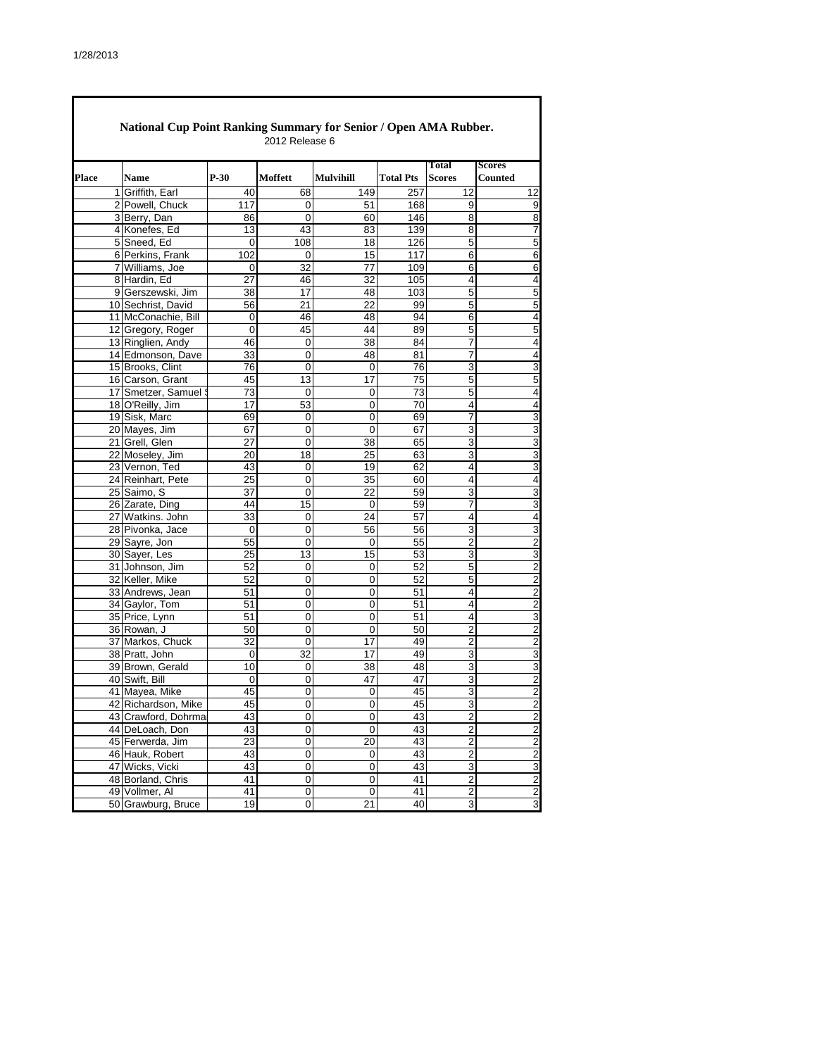## National Cup Point Ranking Summary for Senior / Open AMA Rubber.

2012 Release 6

| Place | Name | P-30 | Moffett | Mulvihill | Total Pts | Total Scores | Scores Counted |
|---|---|---|---|---|---|---|---|
| 1 | Griffith, Earl | 40 | 68 | 149 | 257 | 12 | 12 |
| 2 | Powell, Chuck | 117 | 0 | 51 | 168 | 9 | 9 |
| 3 | Berry, Dan | 86 | 0 | 60 | 146 | 8 | 8 |
| 4 | Konefes, Ed | 13 | 43 | 83 | 139 | 8 | 7 |
| 5 | Sneed, Ed | 0 | 108 | 18 | 126 | 5 | 5 |
| 6 | Perkins, Frank | 102 | 0 | 15 | 117 | 6 | 6 |
| 7 | Williams, Joe | 0 | 32 | 77 | 109 | 6 | 6 |
| 8 | Hardin, Ed | 27 | 46 | 32 | 105 | 4 | 4 |
| 9 | Gerszewski, Jim | 38 | 17 | 48 | 103 | 5 | 5 |
| 10 | Sechrist, David | 56 | 21 | 22 | 99 | 5 | 5 |
| 11 | McConachie, Bill | 0 | 46 | 48 | 94 | 6 | 4 |
| 12 | Gregory, Roger | 0 | 45 | 44 | 89 | 5 | 5 |
| 13 | Ringlien, Andy | 46 | 0 | 38 | 84 | 7 | 4 |
| 14 | Edmonson, Dave | 33 | 0 | 48 | 81 | 7 | 4 |
| 15 | Brooks, Clint | 76 | 0 | 0 | 76 | 3 | 3 |
| 16 | Carson, Grant | 45 | 13 | 17 | 75 | 5 | 5 |
| 17 | Smetzer, Samuel S | 73 | 0 | 0 | 73 | 5 | 4 |
| 18 | O'Reilly, Jim | 17 | 53 | 0 | 70 | 4 | 4 |
| 19 | Sisk, Marc | 69 | 0 | 0 | 69 | 7 | 3 |
| 20 | Mayes, Jim | 67 | 0 | 0 | 67 | 3 | 3 |
| 21 | Grell, Glen | 27 | 0 | 38 | 65 | 3 | 3 |
| 22 | Moseley, Jim | 20 | 18 | 25 | 63 | 3 | 3 |
| 23 | Vernon, Ted | 43 | 0 | 19 | 62 | 4 | 3 |
| 24 | Reinhart, Pete | 25 | 0 | 35 | 60 | 4 | 4 |
| 25 | Saimo, S | 37 | 0 | 22 | 59 | 3 | 3 |
| 26 | Zarate, Ding | 44 | 15 | 0 | 59 | 7 | 3 |
| 27 | Watkins. John | 33 | 0 | 24 | 57 | 4 | 4 |
| 28 | Pivonka, Jace | 0 | 0 | 56 | 56 | 3 | 3 |
| 29 | Sayre, Jon | 55 | 0 | 0 | 55 | 2 | 2 |
| 30 | Sayer, Les | 25 | 13 | 15 | 53 | 3 | 3 |
| 31 | Johnson, Jim | 52 | 0 | 0 | 52 | 5 | 2 |
| 32 | Keller, Mike | 52 | 0 | 0 | 52 | 5 | 2 |
| 33 | Andrews, Jean | 51 | 0 | 0 | 51 | 4 | 2 |
| 34 | Gaylor, Tom | 51 | 0 | 0 | 51 | 4 | 2 |
| 35 | Price, Lynn | 51 | 0 | 0 | 51 | 4 | 3 |
| 36 | Rowan, J | 50 | 0 | 0 | 50 | 2 | 2 |
| 37 | Markos, Chuck | 32 | 0 | 17 | 49 | 2 | 2 |
| 38 | Pratt, John | 0 | 32 | 17 | 49 | 3 | 3 |
| 39 | Brown, Gerald | 10 | 0 | 38 | 48 | 3 | 3 |
| 40 | Swift, Bill | 0 | 0 | 47 | 47 | 3 | 2 |
| 41 | Mayea, Mike | 45 | 0 | 0 | 45 | 3 | 2 |
| 42 | Richardson, Mike | 45 | 0 | 0 | 45 | 3 | 2 |
| 43 | Crawford, Dohrma | 43 | 0 | 0 | 43 | 2 | 2 |
| 44 | DeLoach, Don | 43 | 0 | 0 | 43 | 2 | 2 |
| 45 | Ferwerda, Jim | 23 | 0 | 20 | 43 | 2 | 2 |
| 46 | Hauk, Robert | 43 | 0 | 0 | 43 | 2 | 2 |
| 47 | Wicks, Vicki | 43 | 0 | 0 | 43 | 3 | 3 |
| 48 | Borland, Chris | 41 | 0 | 0 | 41 | 2 | 2 |
| 49 | Vollmer, Al | 41 | 0 | 0 | 41 | 2 | 2 |
| 50 | Grawburg, Bruce | 19 | 0 | 21 | 40 | 3 | 3 |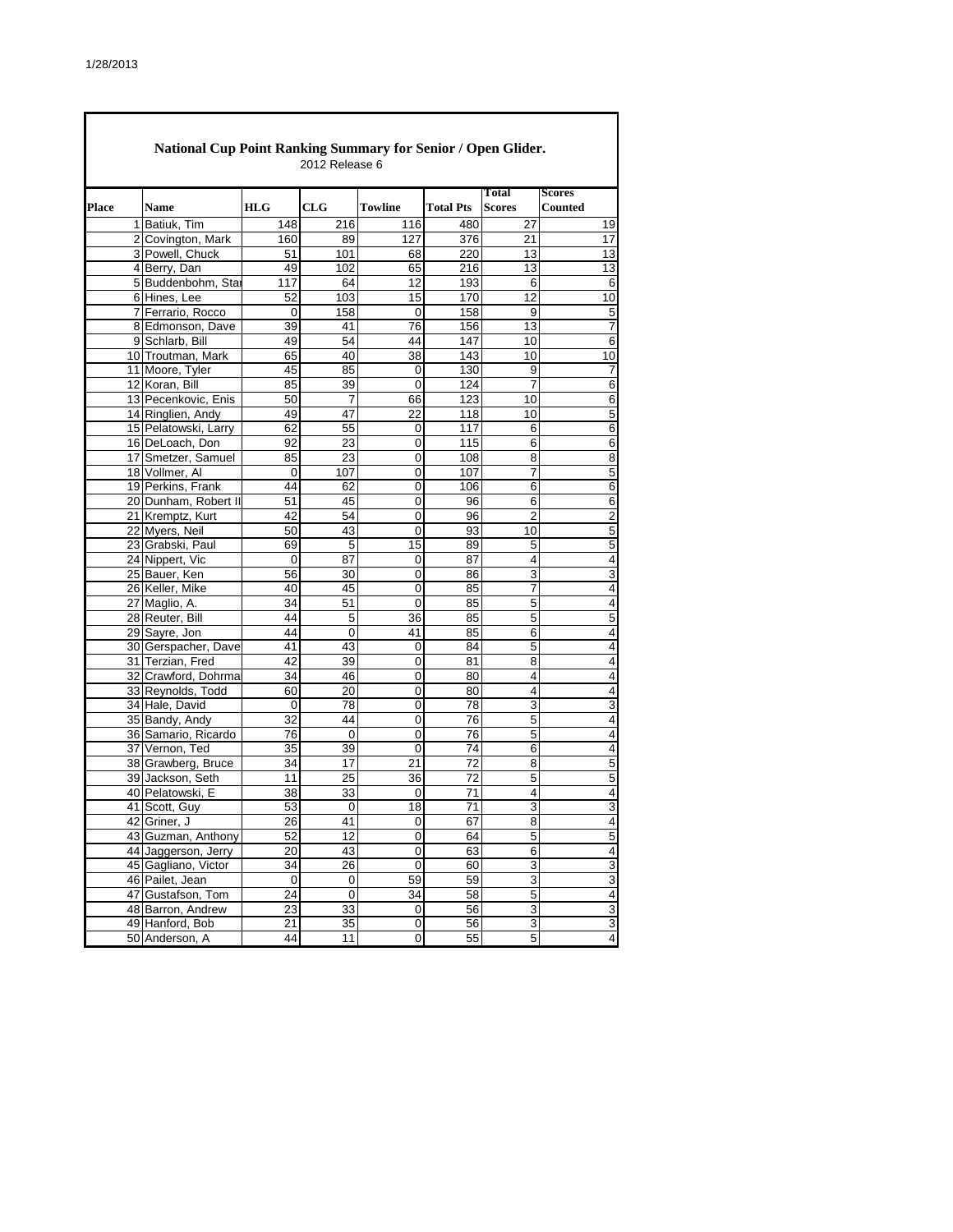## National Cup Point Ranking Summary for Senior / Open Glider.

2012 Release 6

| Place | Name | HLG | CLG | Towline | Total Pts | Total Scores | Scores Counted |
|---|---|---|---|---|---|---|---|
| 1 | Batiuk, Tim | 148 | 216 | 116 | 480 | 27 | 19 |
| 2 | Covington, Mark | 160 | 89 | 127 | 376 | 21 | 17 |
| 3 | Powell, Chuck | 51 | 101 | 68 | 220 | 13 | 13 |
| 4 | Berry, Dan | 49 | 102 | 65 | 216 | 13 | 13 |
| 5 | Buddenbohm, Sta | 117 | 64 | 12 | 193 | 6 | 6 |
| 6 | Hines, Lee | 52 | 103 | 15 | 170 | 12 | 10 |
| 7 | Ferrario, Rocco | 0 | 158 | 0 | 158 | 9 | 5 |
| 8 | Edmonson, Dave | 39 | 41 | 76 | 156 | 13 | 7 |
| 9 | Schlarb, Bill | 49 | 54 | 44 | 147 | 10 | 6 |
| 10 | Troutman, Mark | 65 | 40 | 38 | 143 | 10 | 10 |
| 11 | Moore, Tyler | 45 | 85 | 0 | 130 | 9 | 7 |
| 12 | Koran, Bill | 85 | 39 | 0 | 124 | 7 | 6 |
| 13 | Pecenkovic, Enis | 50 | 7 | 66 | 123 | 10 | 6 |
| 14 | Ringlien, Andy | 49 | 47 | 22 | 118 | 10 | 5 |
| 15 | Pelatowski, Larry | 62 | 55 | 0 | 117 | 6 | 6 |
| 16 | DeLoach, Don | 92 | 23 | 0 | 115 | 6 | 6 |
| 17 | Smetzer, Samuel | 85 | 23 | 0 | 108 | 8 | 8 |
| 18 | Vollmer, Al | 0 | 107 | 0 | 107 | 7 | 5 |
| 19 | Perkins, Frank | 44 | 62 | 0 | 106 | 6 | 6 |
| 20 | Dunham, Robert II | 51 | 45 | 0 | 96 | 6 | 6 |
| 21 | Kremptz, Kurt | 42 | 54 | 0 | 96 | 2 | 2 |
| 22 | Myers, Neil | 50 | 43 | 0 | 93 | 10 | 5 |
| 23 | Grabski, Paul | 69 | 5 | 15 | 89 | 5 | 5 |
| 24 | Nippert, Vic | 0 | 87 | 0 | 87 | 4 | 4 |
| 25 | Bauer, Ken | 56 | 30 | 0 | 86 | 3 | 3 |
| 26 | Keller, Mike | 40 | 45 | 0 | 85 | 7 | 4 |
| 27 | Maglio, A. | 34 | 51 | 0 | 85 | 5 | 4 |
| 28 | Reuter, Bill | 44 | 5 | 36 | 85 | 5 | 5 |
| 29 | Sayre, Jon | 44 | 0 | 41 | 85 | 6 | 4 |
| 30 | Gerspacher, Dave | 41 | 43 | 0 | 84 | 5 | 4 |
| 31 | Terzian, Fred | 42 | 39 | 0 | 81 | 8 | 4 |
| 32 | Crawford, Dohrma | 34 | 46 | 0 | 80 | 4 | 4 |
| 33 | Reynolds, Todd | 60 | 20 | 0 | 80 | 4 | 4 |
| 34 | Hale, David | 0 | 78 | 0 | 78 | 3 | 3 |
| 35 | Bandy, Andy | 32 | 44 | 0 | 76 | 5 | 4 |
| 36 | Samario, Ricardo | 76 | 0 | 0 | 76 | 5 | 4 |
| 37 | Vernon, Ted | 35 | 39 | 0 | 74 | 6 | 4 |
| 38 | Grawberg, Bruce | 34 | 17 | 21 | 72 | 8 | 5 |
| 39 | Jackson, Seth | 11 | 25 | 36 | 72 | 5 | 5 |
| 40 | Pelatowski, E | 38 | 33 | 0 | 71 | 4 | 4 |
| 41 | Scott, Guy | 53 | 0 | 18 | 71 | 3 | 3 |
| 42 | Griner, J | 26 | 41 | 0 | 67 | 8 | 4 |
| 43 | Guzman, Anthony | 52 | 12 | 0 | 64 | 5 | 5 |
| 44 | Jaggerson, Jerry | 20 | 43 | 0 | 63 | 6 | 4 |
| 45 | Gagliano, Victor | 34 | 26 | 0 | 60 | 3 | 3 |
| 46 | Pailet, Jean | 0 | 0 | 59 | 59 | 3 | 3 |
| 47 | Gustafson, Tom | 24 | 0 | 34 | 58 | 5 | 4 |
| 48 | Barron, Andrew | 23 | 33 | 0 | 56 | 3 | 3 |
| 49 | Hanford, Bob | 21 | 35 | 0 | 56 | 3 | 3 |
| 50 | Anderson, A | 44 | 11 | 0 | 55 | 5 | 4 |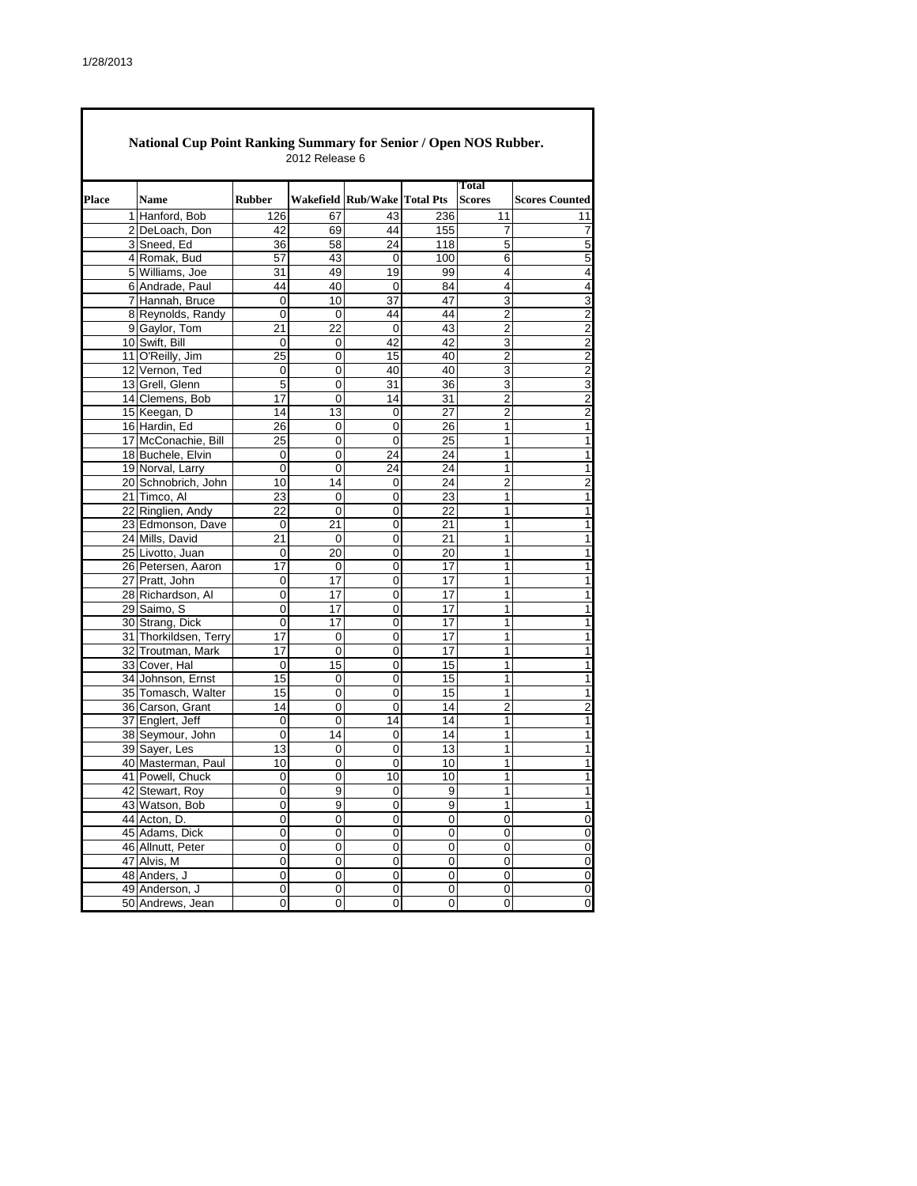# National Cup Point Ranking Summary for Senior / Open NOS Rubber.

2012 Release 6

| Place | Name | Rubber | Wakefield | Rub/Wake | Total Pts | Total Scores | Scores Counted |
|---|---|---|---|---|---|---|---|
| 1 | Hanford, Bob | 126 | 67 | 43 | 236 | 11 | 11 |
| 2 | DeLoach, Don | 42 | 69 | 44 | 155 | 7 | 7 |
| 3 | Sneed, Ed | 36 | 58 | 24 | 118 | 5 | 5 |
| 4 | Romak, Bud | 57 | 43 | 0 | 100 | 6 | 5 |
| 5 | Williams, Joe | 31 | 49 | 19 | 99 | 4 | 4 |
| 6 | Andrade, Paul | 44 | 40 | 0 | 84 | 4 | 4 |
| 7 | Hannah, Bruce | 0 | 10 | 37 | 47 | 3 | 3 |
| 8 | Reynolds, Randy | 0 | 0 | 44 | 44 | 2 | 2 |
| 9 | Gaylor, Tom | 21 | 22 | 0 | 43 | 2 | 2 |
| 10 | Swift, Bill | 0 | 0 | 42 | 42 | 3 | 2 |
| 11 | O'Reilly, Jim | 25 | 0 | 15 | 40 | 2 | 2 |
| 12 | Vernon, Ted | 0 | 0 | 40 | 40 | 3 | 2 |
| 13 | Grell, Glenn | 5 | 0 | 31 | 36 | 3 | 3 |
| 14 | Clemens, Bob | 17 | 0 | 14 | 31 | 2 | 2 |
| 15 | Keegan, D | 14 | 13 | 0 | 27 | 2 | 2 |
| 16 | Hardin, Ed | 26 | 0 | 0 | 26 | 1 | 1 |
| 17 | McConachie, Bill | 25 | 0 | 0 | 25 | 1 | 1 |
| 18 | Buchele, Elvin | 0 | 0 | 24 | 24 | 1 | 1 |
| 19 | Norval, Larry | 0 | 0 | 24 | 24 | 1 | 1 |
| 20 | Schnobrich, John | 10 | 14 | 0 | 24 | 2 | 2 |
| 21 | Timco, Al | 23 | 0 | 0 | 23 | 1 | 1 |
| 22 | Ringlien, Andy | 22 | 0 | 0 | 22 | 1 | 1 |
| 23 | Edmonson, Dave | 0 | 21 | 0 | 21 | 1 | 1 |
| 24 | Mills, David | 21 | 0 | 0 | 21 | 1 | 1 |
| 25 | Livotto, Juan | 0 | 20 | 0 | 20 | 1 | 1 |
| 26 | Petersen, Aaron | 17 | 0 | 0 | 17 | 1 | 1 |
| 27 | Pratt, John | 0 | 17 | 0 | 17 | 1 | 1 |
| 28 | Richardson, Al | 0 | 17 | 0 | 17 | 1 | 1 |
| 29 | Saimo, S | 0 | 17 | 0 | 17 | 1 | 1 |
| 30 | Strang, Dick | 0 | 17 | 0 | 17 | 1 | 1 |
| 31 | Thorkildsen, Terry | 17 | 0 | 0 | 17 | 1 | 1 |
| 32 | Troutman, Mark | 17 | 0 | 0 | 17 | 1 | 1 |
| 33 | Cover, Hal | 0 | 15 | 0 | 15 | 1 | 1 |
| 34 | Johnson, Ernst | 15 | 0 | 0 | 15 | 1 | 1 |
| 35 | Tomasch, Walter | 15 | 0 | 0 | 15 | 1 | 1 |
| 36 | Carson, Grant | 14 | 0 | 0 | 14 | 2 | 2 |
| 37 | Englert, Jeff | 0 | 0 | 14 | 14 | 1 | 1 |
| 38 | Seymour, John | 0 | 14 | 0 | 14 | 1 | 1 |
| 39 | Sayer, Les | 13 | 0 | 0 | 13 | 1 | 1 |
| 40 | Masterman, Paul | 10 | 0 | 0 | 10 | 1 | 1 |
| 41 | Powell, Chuck | 0 | 0 | 10 | 10 | 1 | 1 |
| 42 | Stewart, Roy | 0 | 9 | 0 | 9 | 1 | 1 |
| 43 | Watson, Bob | 0 | 9 | 0 | 9 | 1 | 1 |
| 44 | Acton, D. | 0 | 0 | 0 | 0 | 0 | 0 |
| 45 | Adams, Dick | 0 | 0 | 0 | 0 | 0 | 0 |
| 46 | Allnutt, Peter | 0 | 0 | 0 | 0 | 0 | 0 |
| 47 | Alvis, M | 0 | 0 | 0 | 0 | 0 | 0 |
| 48 | Anders, J | 0 | 0 | 0 | 0 | 0 | 0 |
| 49 | Anderson, J | 0 | 0 | 0 | 0 | 0 | 0 |
| 50 | Andrews, Jean | 0 | 0 | 0 | 0 | 0 | 0 |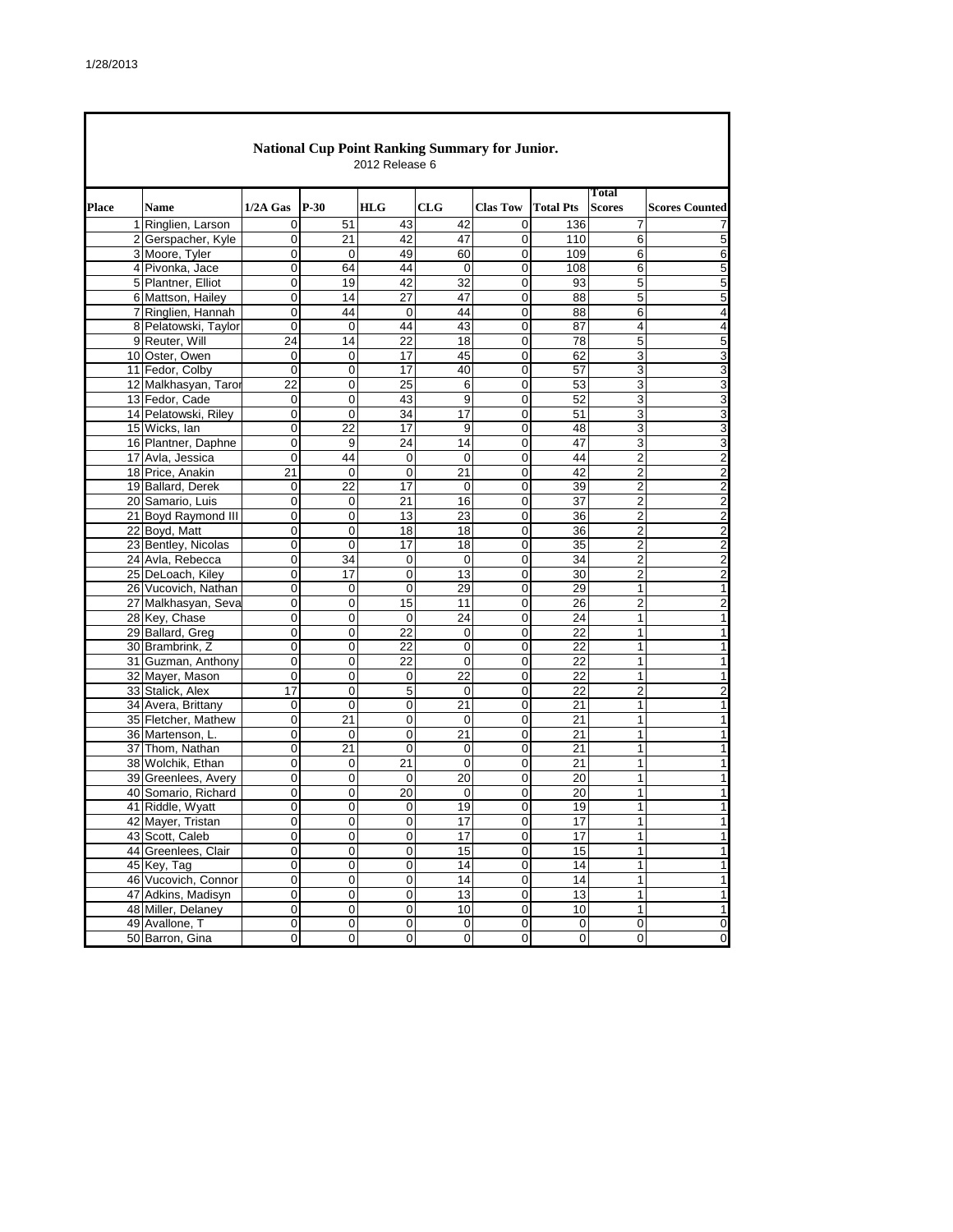1/28/2013

## National Cup Point Ranking Summary for Junior.

2012 Release 6

| Place | Name | 1/2A Gas | P-30 | HLG | CLG | Clas Tow | Total Pts | Total Scores | Scores Counted |
|---|---|---|---|---|---|---|---|---|---|
| 1 | Ringlien, Larson | 0 | 51 | 43 | 42 | 0 | 136 | 7 | 7 |
| 2 | Gerspacher, Kyle | 0 | 21 | 42 | 47 | 0 | 110 | 6 | 5 |
| 3 | Moore, Tyler | 0 | 0 | 49 | 60 | 0 | 109 | 6 | 6 |
| 4 | Pivonka, Jace | 0 | 64 | 44 | 0 | 0 | 108 | 6 | 5 |
| 5 | Plantner, Elliot | 0 | 19 | 42 | 32 | 0 | 93 | 5 | 5 |
| 6 | Mattson, Hailey | 0 | 14 | 27 | 47 | 0 | 88 | 5 | 5 |
| 7 | Ringlien, Hannah | 0 | 44 | 0 | 44 | 0 | 88 | 6 | 4 |
| 8 | Pelatowski, Taylor | 0 | 0 | 44 | 43 | 0 | 87 | 4 | 4 |
| 9 | Reuter, Will | 24 | 14 | 22 | 18 | 0 | 78 | 5 | 5 |
| 10 | Oster, Owen | 0 | 0 | 17 | 45 | 0 | 62 | 3 | 3 |
| 11 | Fedor, Colby | 0 | 0 | 17 | 40 | 0 | 57 | 3 | 3 |
| 12 | Malkhasyan, Taror | 22 | 0 | 25 | 6 | 0 | 53 | 3 | 3 |
| 13 | Fedor, Cade | 0 | 0 | 43 | 9 | 0 | 52 | 3 | 3 |
| 14 | Pelatowski, Riley | 0 | 0 | 34 | 17 | 0 | 51 | 3 | 3 |
| 15 | Wicks, Ian | 0 | 22 | 17 | 9 | 0 | 48 | 3 | 3 |
| 16 | Plantner, Daphne | 0 | 9 | 24 | 14 | 0 | 47 | 3 | 3 |
| 17 | Avla, Jessica | 0 | 44 | 0 | 0 | 0 | 44 | 2 | 2 |
| 18 | Price, Anakin | 21 | 0 | 0 | 21 | 0 | 42 | 2 | 2 |
| 19 | Ballard, Derek | 0 | 22 | 17 | 0 | 0 | 39 | 2 | 2 |
| 20 | Samario, Luis | 0 | 0 | 21 | 16 | 0 | 37 | 2 | 2 |
| 21 | Boyd Raymond III | 0 | 0 | 13 | 23 | 0 | 36 | 2 | 2 |
| 22 | Boyd, Matt | 0 | 0 | 18 | 18 | 0 | 36 | 2 | 2 |
| 23 | Bentley, Nicolas | 0 | 0 | 17 | 18 | 0 | 35 | 2 | 2 |
| 24 | Avla, Rebecca | 0 | 34 | 0 | 0 | 0 | 34 | 2 | 2 |
| 25 | DeLoach, Kiley | 0 | 17 | 0 | 13 | 0 | 30 | 2 | 2 |
| 26 | Vucovich, Nathan | 0 | 0 | 0 | 29 | 0 | 29 | 1 | 1 |
| 27 | Malkhasyan, Seva | 0 | 0 | 15 | 11 | 0 | 26 | 2 | 2 |
| 28 | Key, Chase | 0 | 0 | 0 | 24 | 0 | 24 | 1 | 1 |
| 29 | Ballard, Greg | 0 | 0 | 22 | 0 | 0 | 22 | 1 | 1 |
| 30 | Brambrink, Z | 0 | 0 | 22 | 0 | 0 | 22 | 1 | 1 |
| 31 | Guzman, Anthony | 0 | 0 | 22 | 0 | 0 | 22 | 1 | 1 |
| 32 | Mayer, Mason | 0 | 0 | 0 | 22 | 0 | 22 | 1 | 1 |
| 33 | Stalick, Alex | 17 | 0 | 5 | 0 | 0 | 22 | 2 | 2 |
| 34 | Avera, Brittany | 0 | 0 | 0 | 21 | 0 | 21 | 1 | 1 |
| 35 | Fletcher, Mathew | 0 | 21 | 0 | 0 | 0 | 21 | 1 | 1 |
| 36 | Martenson, L. | 0 | 0 | 0 | 21 | 0 | 21 | 1 | 1 |
| 37 | Thom, Nathan | 0 | 21 | 0 | 0 | 0 | 21 | 1 | 1 |
| 38 | Wolchik, Ethan | 0 | 0 | 21 | 0 | 0 | 21 | 1 | 1 |
| 39 | Greenlees, Avery | 0 | 0 | 0 | 20 | 0 | 20 | 1 | 1 |
| 40 | Somario, Richard | 0 | 0 | 20 | 0 | 0 | 20 | 1 | 1 |
| 41 | Riddle, Wyatt | 0 | 0 | 0 | 19 | 0 | 19 | 1 | 1 |
| 42 | Mayer, Tristan | 0 | 0 | 0 | 17 | 0 | 17 | 1 | 1 |
| 43 | Scott, Caleb | 0 | 0 | 0 | 17 | 0 | 17 | 1 | 1 |
| 44 | Greenlees, Clair | 0 | 0 | 0 | 15 | 0 | 15 | 1 | 1 |
| 45 | Key, Tag | 0 | 0 | 0 | 14 | 0 | 14 | 1 | 1 |
| 46 | Vucovich, Connor | 0 | 0 | 0 | 14 | 0 | 14 | 1 | 1 |
| 47 | Adkins, Madisyn | 0 | 0 | 0 | 13 | 0 | 13 | 1 | 1 |
| 48 | Miller, Delaney | 0 | 0 | 0 | 10 | 0 | 10 | 1 | 1 |
| 49 | Avallone, T | 0 | 0 | 0 | 0 | 0 | 0 | 0 | 0 |
| 50 | Barron, Gina | 0 | 0 | 0 | 0 | 0 | 0 | 0 | 0 |